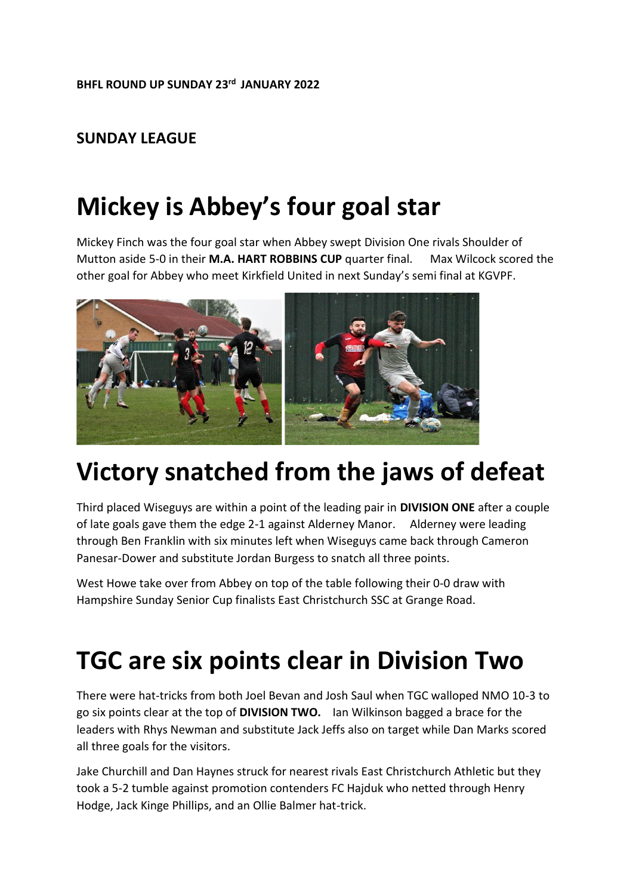**BHFL ROUND UP SUNDAY 23rd JANUARY 2022**

**SUNDAY LEAGUE**

# Mickey is Abbey's four goal star

Mickey Finch was the four goal star when Abbey swept Division One rivals Shoulder of Mutton aside 5-0 in their **M.A. HART ROBBINS CUP** quarter final. Max Wilcock scored the other goal for Abbey who meet Kirkfield United in next Sunday's semi final at KGVPF.

# Victory snatched from the jaws of defeat

Third placed Wiseguys are within a point of the leading pair in **DIVISION ONE** after a couple of late goals gave them the edge 2-1 against Alderney Manor. Alderney were leading through Ben Franklin with six minutes left when Wiseguys came back through Cameron Panesar-Dower and substitute Jordan Burgess to snatch all three points.

West Howe take over from Abbey on top of the table following their 0-0 draw with Hampshire Sunday Senior Cup finalists East Christchurch SSC at Grange Road.

# TGC are six points clear in Division Two

There were hat-tricks from both Joel Bevan and Josh Saul when TGC walloped NMO 10-3 to go six points clear at the top of **DIVISION TWO.** Ian Wilkinson bagged a brace for the leaders with Rhys Newman and substitute Jack Jeffs also on target while Dan Marks scored all three goals for the visitors.

Jake Churchill and Dan Haynes struck for nearest rivals East Christchurch Athletic but they took a 5-2 tumble against promotion contenders FC Hajduk who netted through Henry Hodge, Jack Kinge Phillips, and an Ollie Balmer hat-trick.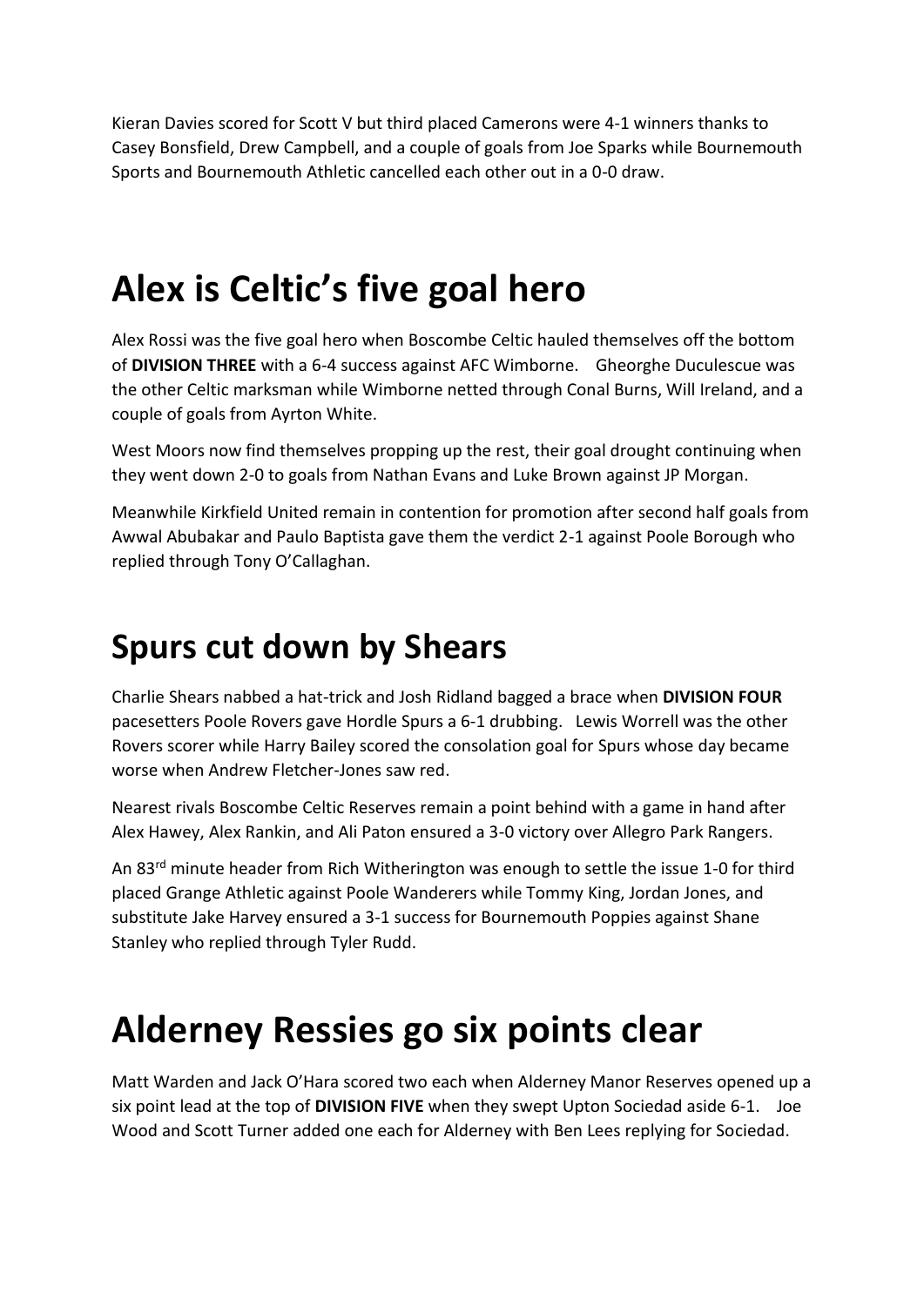Kieran Davies scored for Scott V but third placed Camerons were 4-1 winners thanks to Casey Bonsfield, Drew Campbell, and a couple of goals from Joe Sparks while Bournemouth Sports and Bournemouth Athletic cancelled each other out in a 0-0 draw.

# Alex is Celtic's five goal hero

Alex Rossi was the five goal hero when Boscombe Celtic hauled themselves off the bottom of **DIVISION THREE** with a 6-4 success against AFC Wimborne. Gheorghe Duculescue was the other Celtic marksman while Wimborne netted through Conal Burns, Will Ireland, and a couple of goals from Ayrton White.

West Moors now find themselves propping up the rest, their goal drought continuing when they went down 2-0 to goals from Nathan Evans and Luke Brown against JP Morgan.

Meanwhile Kirkfield United remain in contention for promotion after second half goals from Awwal Abubakar and Paulo Baptista gave them the verdict 2-1 against Poole Borough who replied through Tony O'Callaghan.

## Spurs cut down by Shears

Charlie Shears nabbed a hat-trick and Josh Ridland bagged a brace when **DIVISION FOUR** pacesetters Poole Rovers gave Hordle Spurs a 6-1 drubbing. Lewis Worrell was the other Rovers scorer while Harry Bailey scored the consolation goal for Spurs whose day became worse when Andrew Fletcher-Jones saw red.

Nearest rivals Boscombe Celtic Reserves remain a point behind with a game in hand after Alex Hawey, Alex Rankin, and Ali Paton ensured a 3-0 victory over Allegro Park Rangers.

An 83rd minute header from Rich Witherington was enough to settle the issue 1-0 for third placed Grange Athletic against Poole Wanderers while Tommy King, Jordan Jones, and substitute Jake Harvey ensured a 3-1 success for Bournemouth Poppies against Shane Stanley who replied through Tyler Rudd.

# Alderney Ressies go six points clear

Matt Warden and Jack O'Hara scored two each when Alderney Manor Reserves opened up a six point lead at the top of **DIVISION FIVE** when they swept Upton Sociedad aside 6-1. Joe Wood and Scott Turner added one each for Alderney with Ben Lees replying for Sociedad.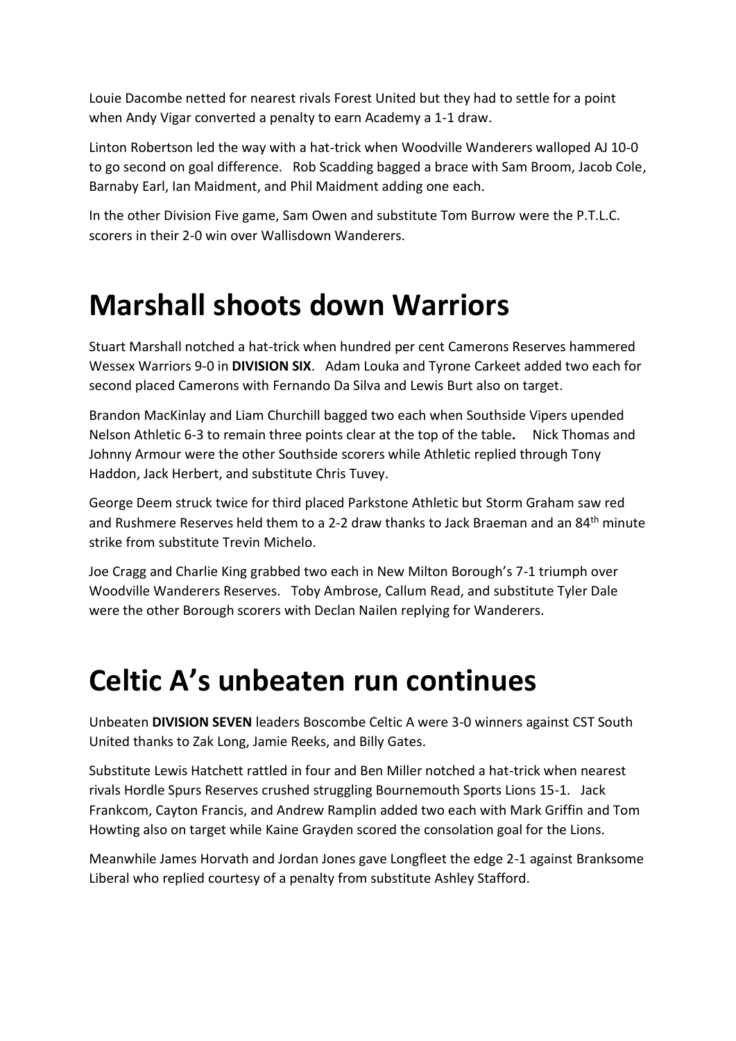Louie Dacombe netted for nearest rivals Forest United but they had to settle for a point when Andy Vigar converted a penalty to earn Academy a 1-1 draw.

Linton Robertson led the way with a hat-trick when Woodville Wanderers walloped AJ 10-0 to go second on goal difference. Rob Scadding bagged a brace with Sam Broom, Jacob Cole, Barnaby Earl, Ian Maidment, and Phil Maidment adding one each.

In the other Division Five game, Sam Owen and substitute Tom Burrow were the P.T.L.C. scorers in their 2-0 win over Wallisdown Wanderers.

# Marshall shoots down Warriors

Stuart Marshall notched a hat-trick when hundred per cent Camerons Reserves hammered Wessex Warriors 9-0 in **DIVISION SIX**. Adam Louka and Tyrone Carkeet added two each for second placed Camerons with Fernando Da Silva and Lewis Burt also on target.

Brandon MacKinlay and Liam Churchill bagged two each when Southside Vipers upended Nelson Athletic 6-3 to remain three points clear at the top of the table. Nick Thomas and Johnny Armour were the other Southside scorers while Athletic replied through Tony Haddon, Jack Herbert, and substitute Chris Tuvey.

George Deem struck twice for third placed Parkstone Athletic but Storm Graham saw red and Rushmere Reserves held them to a 2-2 draw thanks to Jack Braeman and an 84th minute strike from substitute Trevin Michelo.

Joe Cragg and Charlie King grabbed two each in New Milton Borough's 7-1 triumph over Woodville Wanderers Reserves. Toby Ambrose, Callum Read, and substitute Tyler Dale were the other Borough scorers with Declan Nailen replying for Wanderers.

# Celtic A's unbeaten run continues

Unbeaten **DIVISION SEVEN** leaders Boscombe Celtic A were 3-0 winners against CST South United thanks to Zak Long, Jamie Reeks, and Billy Gates.

Substitute Lewis Hatchett rattled in four and Ben Miller notched a hat-trick when nearest rivals Hordle Spurs Reserves crushed struggling Bournemouth Sports Lions 15-1. Jack Frankcom, Cayton Francis, and Andrew Ramplin added two each with Mark Griffin and Tom Howting also on target while Kaine Grayden scored the consolation goal for the Lions.

Meanwhile James Horvath and Jordan Jones gave Longfleet the edge 2-1 against Branksome Liberal who replied courtesy of a penalty from substitute Ashley Stafford.